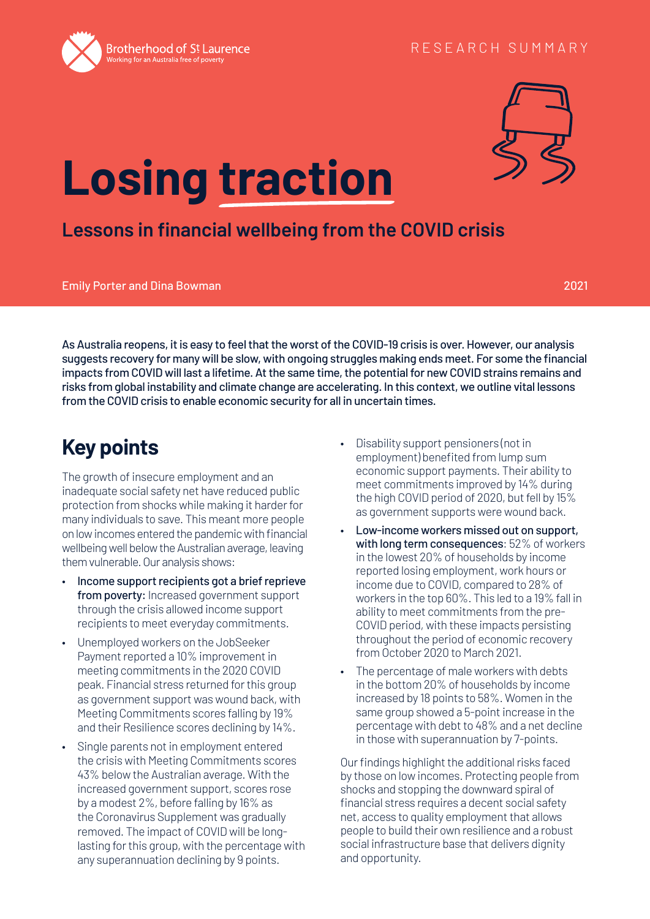Brotherhood of St Laurence
Working for an Australia free of poverty

RESEARCH SUMMARY

# Losing traction

## Lessons in financial wellbeing from the COVID crisis

Emily Porter and Dina Bowman

2021

**As Australia reopens, it is easy to feel that the worst of the COVID-19 crisis is over. However, our analysis suggests recovery for many will be slow, with ongoing struggles making ends meet. For some the financial impacts from COVID will last a lifetime. At the same time, the potential for new COVID strains remains and risks from global instability and climate change are accelerating. In this context, we outline vital lessons from the COVID crisis to enable economic security for all in uncertain times.**

## Key points

The growth of insecure employment and an inadequate social safety net have reduced public protection from shocks while making it harder for many individuals to save. This meant more people on low incomes entered the pandemic with financial wellbeing well below the Australian average, leaving them vulnerable. Our analysis shows:

- **Income support recipients got a brief reprieve from poverty:** Increased government support through the crisis allowed income support recipients to meet everyday commitments.
- Unemployed workers on the JobSeeker Payment reported a 10% improvement in meeting commitments in the 2020 COVID peak. Financial stress returned for this group as government support was wound back, with Meeting Commitments scores falling by 19% and their Resilience scores declining by 14%.
- Single parents not in employment entered the crisis with Meeting Commitments scores 43% below the Australian average. With the increased government support, scores rose by a modest 2%, before falling by 16% as the Coronavirus Supplement was gradually removed. The impact of COVID will be long-lasting for this group, with the percentage with any superannuation declining by 9 points.
- Disability support pensioners (not in employment) benefited from lump sum economic support payments. Their ability to meet commitments improved by 14% during the high COVID period of 2020, but fell by 15% as government supports were wound back.
- **Low-income workers missed out on support, with long term consequences**: 52% of workers in the lowest 20% of households by income reported losing employment, work hours or income due to COVID, compared to 28% of workers in the top 60%. This led to a 19% fall in ability to meet commitments from the pre-COVID period, with these impacts persisting throughout the period of economic recovery from October 2020 to March 2021.
- The percentage of male workers with debts in the bottom 20% of households by income increased by 18 points to 58%. Women in the same group showed a 5-point increase in the percentage with debt to 48% and a net decline in those with superannuation by 7-points.

Our findings highlight the additional risks faced by those on low incomes. Protecting people from shocks and stopping the downward spiral of financial stress requires a decent social safety net, access to quality employment that allows people to build their own resilience and a robust social infrastructure base that delivers dignity and opportunity.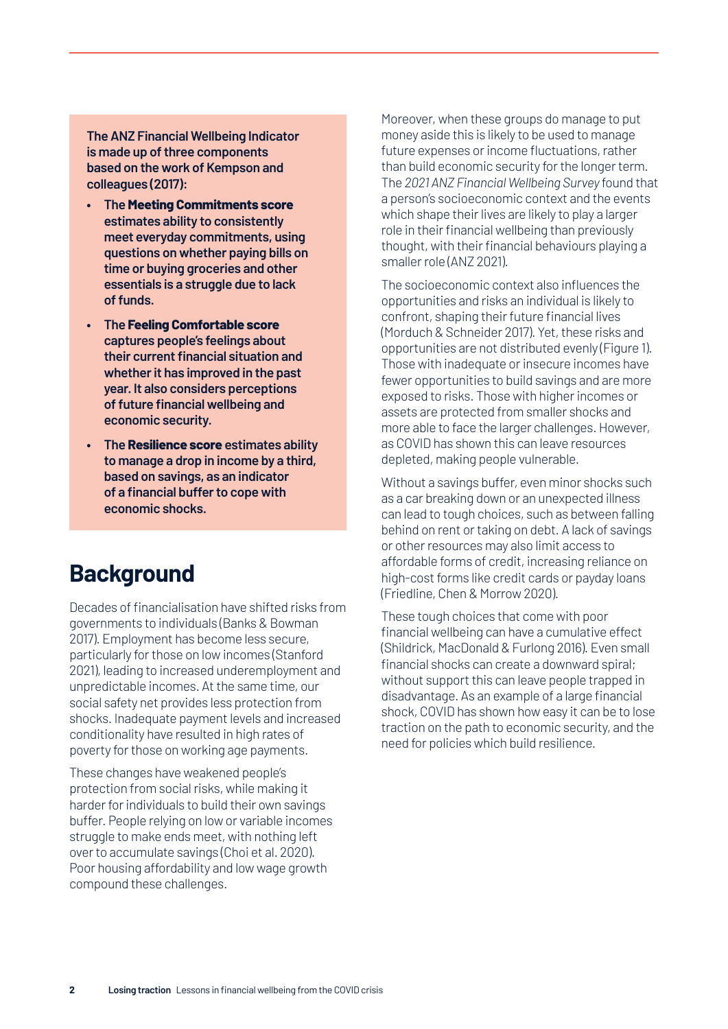**The ANZ Financial Wellbeing Indicator is made up of three components based on the work of Kempson and colleagues (2017):**

- **The Meeting Commitments score estimates ability to consistently meet everyday commitments, using questions on whether paying bills on time or buying groceries and other essentials is a struggle due to lack of funds.**
- **The Feeling Comfortable score captures people's feelings about their current financial situation and whether it has improved in the past year. It also considers perceptions of future financial wellbeing and economic security.**
- **The Resilience score estimates ability to manage a drop in income by a third, based on savings, as an indicator of a financial buffer to cope with economic shocks.**

# Background

Decades of financialisation have shifted risks from governments to individuals (Banks & Bowman 2017). Employment has become less secure, particularly for those on low incomes (Stanford 2021), leading to increased underemployment and unpredictable incomes. At the same time, our social safety net provides less protection from shocks. Inadequate payment levels and increased conditionality have resulted in high rates of poverty for those on working age payments.

These changes have weakened people's protection from social risks, while making it harder for individuals to build their own savings buffer. People relying on low or variable incomes struggle to make ends meet, with nothing left over to accumulate savings (Choi et al. 2020). Poor housing affordability and low wage growth compound these challenges.

Moreover, when these groups do manage to put money aside this is likely to be used to manage future expenses or income fluctuations, rather than build economic security for the longer term. The *2021 ANZ Financial Wellbeing Survey* found that a person's socioeconomic context and the events which shape their lives are likely to play a larger role in their financial wellbeing than previously thought, with their financial behaviours playing a smaller role (ANZ 2021).

The socioeconomic context also influences the opportunities and risks an individual is likely to confront, shaping their future financial lives (Morduch & Schneider 2017). Yet, these risks and opportunities are not distributed evenly (Figure 1). Those with inadequate or insecure incomes have fewer opportunities to build savings and are more exposed to risks. Those with higher incomes or assets are protected from smaller shocks and more able to face the larger challenges. However, as COVID has shown this can leave resources depleted, making people vulnerable.

Without a savings buffer, even minor shocks such as a car breaking down or an unexpected illness can lead to tough choices, such as between falling behind on rent or taking on debt. A lack of savings or other resources may also limit access to affordable forms of credit, increasing reliance on high-cost forms like credit cards or payday loans (Friedline, Chen & Morrow 2020).

These tough choices that come with poor financial wellbeing can have a cumulative effect (Shildrick, MacDonald & Furlong 2016). Even small financial shocks can create a downward spiral; without support this can leave people trapped in disadvantage. As an example of a large financial shock, COVID has shown how easy it can be to lose traction on the path to economic security, and the need for policies which build resilience.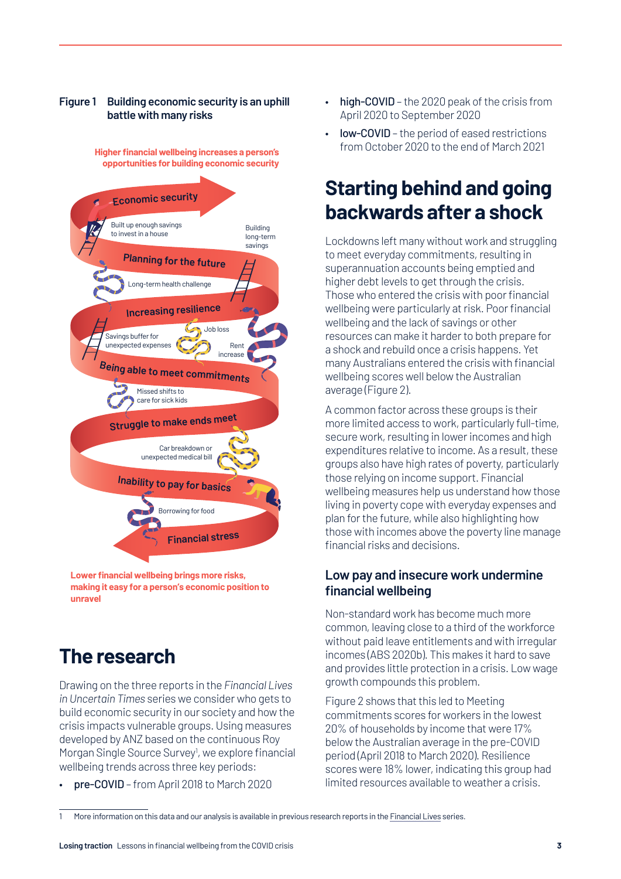**Figure 1 Building economic security is an uphill battle with many risks**

Higher financial wellbeing increases a person's opportunities for building economic security

Economic security

Built up enough savings to invest in a house

Building long-term savings

Planning for the future

Long-term health challenge

Increasing resilience

Savings buffer for unexpected expenses

Job loss

Rent increase

Being able to meet commitments

Missed shifts to care for sick kids

Struggle to make ends meet

Car breakdown or unexpected medical bill

Inability to pay for basics

Borrowing for food

Financial stress

Lower financial wellbeing brings more risks, making it easy for a person's economic position to unravel

# The research

Drawing on the three reports in the *Financial Lives in Uncertain Times* series we consider who gets to build economic security in our society and how the crisis impacts vulnerable groups. Using measures developed by ANZ based on the continuous Roy Morgan Single Source Survey[1], we explore financial wellbeing trends across three key periods:

- **pre-COVID** – from April 2018 to March 2020
- **high-COVID** – the 2020 peak of the crisis from April 2020 to September 2020
- **low-COVID** – the period of eased restrictions from October 2020 to the end of March 2021

# Starting behind and going backwards after a shock

Lockdowns left many without work and struggling to meet everyday commitments, resulting in superannuation accounts being emptied and higher debt levels to get through the crisis. Those who entered the crisis with poor financial wellbeing were particularly at risk. Poor financial wellbeing and the lack of savings or other resources can make it harder to both prepare for a shock and rebuild once a crisis happens. Yet many Australians entered the crisis with financial wellbeing scores well below the Australian average (Figure 2).

A common factor across these groups is their more limited access to work, particularly full-time, secure work, resulting in lower incomes and high expenditures relative to income. As a result, these groups also have high rates of poverty, particularly those relying on income support. Financial wellbeing measures help us understand how those living in poverty cope with everyday expenses and plan for the future, while also highlighting how those with incomes above the poverty line manage financial risks and decisions.

## Low pay and insecure work undermine financial wellbeing

Non-standard work has become much more common, leaving close to a third of the workforce without paid leave entitlements and with irregular incomes (ABS 2020b). This makes it hard to save and provides little protection in a crisis. Low wage growth compounds this problem.

Figure 2 shows that this led to Meeting commitments scores for workers in the lowest 20% of households by income that were 17% below the Australian average in the pre-COVID period (April 2018 to March 2020). Resilience scores were 18% lower, indicating this group had limited resources available to weather a crisis.

---

1 More information on this data and our analysis is available in previous research reports in the Financial Lives series.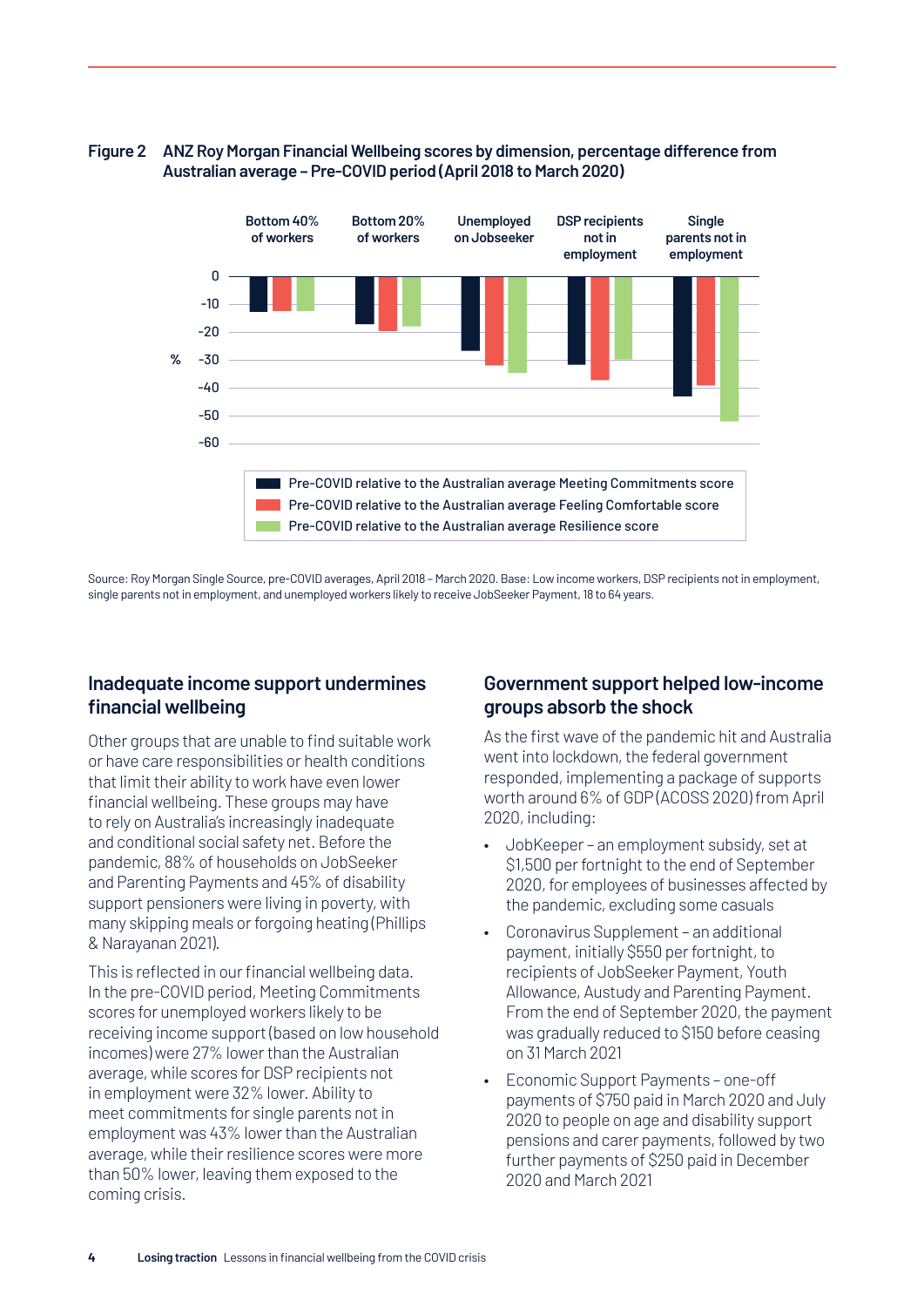**Figure 2 ANZ Roy Morgan Financial Wellbeing scores by dimension, percentage difference from Australian average – Pre-COVID period (April 2018 to March 2020)**

Source: Roy Morgan Single Source, pre-COVID averages, April 2018 – March 2020. Base: Low income workers, DSP recipients not in employment, single parents not in employment, and unemployed workers likely to receive JobSeeker Payment, 18 to 64 years.

## Inadequate income support undermines financial wellbeing

Other groups that are unable to find suitable work or have care responsibilities or health conditions that limit their ability to work have even lower financial wellbeing. These groups may have to rely on Australia's increasingly inadequate and conditional social safety net. Before the pandemic, 88% of households on JobSeeker and Parenting Payments and 45% of disability support pensioners were living in poverty, with many skipping meals or forgoing heating (Phillips & Narayanan 2021).

This is reflected in our financial wellbeing data. In the pre-COVID period, Meeting Commitments scores for unemployed workers likely to be receiving income support (based on low household incomes) were 27% lower than the Australian average, while scores for DSP recipients not in employment were 32% lower. Ability to meet commitments for single parents not in employment was 43% lower than the Australian average, while their resilience scores were more than 50% lower, leaving them exposed to the coming crisis.

## Government support helped low-income groups absorb the shock

As the first wave of the pandemic hit and Australia went into lockdown, the federal government responded, implementing a package of supports worth around 6% of GDP (ACOSS 2020) from April 2020, including:

- JobKeeper – an employment subsidy, set at $1,500 per fortnight to the end of September 2020, for employees of businesses affected by the pandemic, excluding some casuals
- Coronavirus Supplement – an additional payment, initially $550 per fortnight, to recipients of JobSeeker Payment, Youth Allowance, Austudy and Parenting Payment. From the end of September 2020, the payment was gradually reduced to $150 before ceasing on 31 March 2021
- Economic Support Payments – one-off payments of $750 paid in March 2020 and July 2020 to people on age and disability support pensions and carer payments, followed by two further payments of $250 paid in December 2020 and March 2021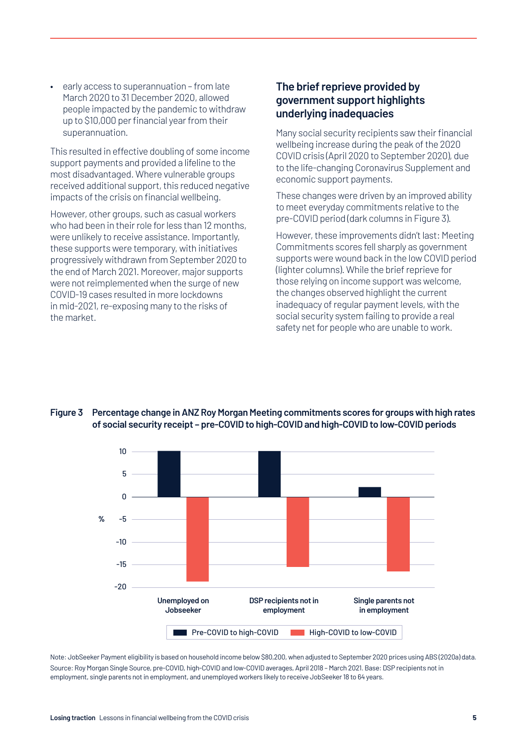- early access to superannuation – from late March 2020 to 31 December 2020, allowed people impacted by the pandemic to withdraw up to $10,000 per financial year from their superannuation.

This resulted in effective doubling of some income support payments and provided a lifeline to the most disadvantaged. Where vulnerable groups received additional support, this reduced negative impacts of the crisis on financial wellbeing.

However, other groups, such as casual workers who had been in their role for less than 12 months, were unlikely to receive assistance. Importantly, these supports were temporary, with initiatives progressively withdrawn from September 2020 to the end of March 2021. Moreover, major supports were not reimplemented when the surge of new COVID-19 cases resulted in more lockdowns in mid-2021, re-exposing many to the risks of the market.

### The brief reprieve provided by government support highlights underlying inadequacies

Many social security recipients saw their financial wellbeing increase during the peak of the 2020 COVID crisis (April 2020 to September 2020), due to the life-changing Coronavirus Supplement and economic support payments.

These changes were driven by an improved ability to meet everyday commitments relative to the pre-COVID period (dark columns in Figure 3).

However, these improvements didn't last: Meeting Commitments scores fell sharply as government supports were wound back in the low COVID period (lighter columns). While the brief reprieve for those relying on income support was welcome, the changes observed highlight the current inadequacy of regular payment levels, with the social security system failing to provide a real safety net for people who are unable to work.

**Figure 3 Percentage change in ANZ Roy Morgan Meeting commitments scores for groups with high rates of social security receipt – pre-COVID to high-COVID and high-COVID to low-COVID periods**

| % | Pre-COVID to high-COVID | High-COVID to low-COVID |
| --- | --- | --- |
| Unemployed on Jobseeker | 10 | -18.5 |
| DSP recipients not in employment | 10 | -15.5 |
| Single parents not in employment | 2 | -16.5 |

Note: JobSeeker Payment eligibility is based on household income below $80,200, when adjusted to September 2020 prices using ABS (2020a) data.
Source: Roy Morgan Single Source, pre-COVID, high-COVID and low-COVID averages, April 2018 – March 2021. Base: DSP recipients not in employment, single parents not in employment, and unemployed workers likely to receive JobSeeker 18 to 64 years.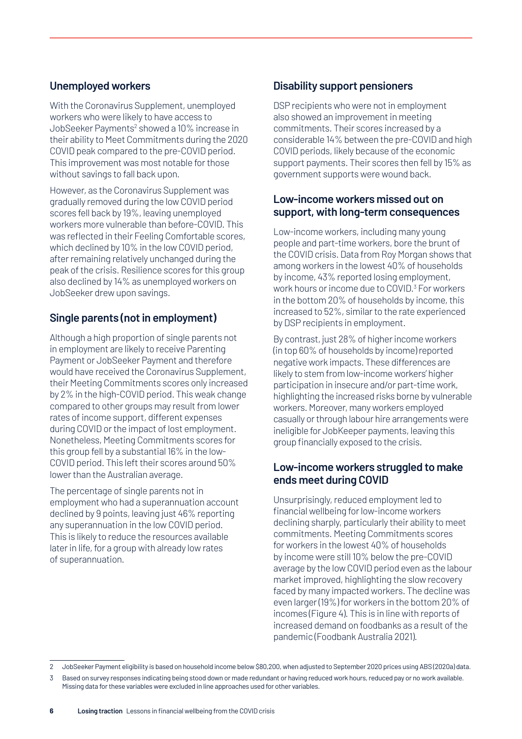## Unemployed workers

With the Coronavirus Supplement, unemployed workers who were likely to have access to JobSeeker Payments[2] showed a 10% increase in their ability to Meet Commitments during the 2020 COVID peak compared to the pre-COVID period. This improvement was most notable for those without savings to fall back upon.

However, as the Coronavirus Supplement was gradually removed during the low COVID period scores fell back by 19%, leaving unemployed workers more vulnerable than before-COVID. This was reflected in their Feeling Comfortable scores, which declined by 10% in the low COVID period, after remaining relatively unchanged during the peak of the crisis. Resilience scores for this group also declined by 14% as unemployed workers on JobSeeker drew upon savings.

## Single parents (not in employment)

Although a high proportion of single parents not in employment are likely to receive Parenting Payment or JobSeeker Payment and therefore would have received the Coronavirus Supplement, their Meeting Commitments scores only increased by 2% in the high-COVID period. This weak change compared to other groups may result from lower rates of income support, different expenses during COVID or the impact of lost employment. Nonetheless, Meeting Commitments scores for this group fell by a substantial 16% in the low-COVID period. This left their scores around 50% lower than the Australian average.

The percentage of single parents not in employment who had a superannuation account declined by 9 points, leaving just 46% reporting any superannuation in the low COVID period. This is likely to reduce the resources available later in life, for a group with already low rates of superannuation.

## Disability support pensioners

DSP recipients who were not in employment also showed an improvement in meeting commitments. Their scores increased by a considerable 14% between the pre-COVID and high COVID periods, likely because of the economic support payments. Their scores then fell by 15% as government supports were wound back.

## Low-income workers missed out on support, with long-term consequences

Low-income workers, including many young people and part-time workers, bore the brunt of the COVID crisis. Data from Roy Morgan shows that among workers in the lowest 40% of households by income, 43% reported losing employment, work hours or income due to COVID.[3] For workers in the bottom 20% of households by income, this increased to 52%, similar to the rate experienced by DSP recipients in employment.

By contrast, just 28% of higher income workers (in top 60% of households by income) reported negative work impacts. These differences are likely to stem from low-income workers' higher participation in insecure and/or part-time work, highlighting the increased risks borne by vulnerable workers. Moreover, many workers employed casually or through labour hire arrangements were ineligible for JobKeeper payments, leaving this group financially exposed to the crisis.

## Low-income workers struggled to make ends meet during COVID

Unsurprisingly, reduced employment led to financial wellbeing for low-income workers declining sharply, particularly their ability to meet commitments. Meeting Commitments scores for workers in the lowest 40% of households by income were still 10% below the pre-COVID average by the low COVID period even as the labour market improved, highlighting the slow recovery faced by many impacted workers. The decline was even larger (19%) for workers in the bottom 20% of incomes (Figure 4). This is in line with reports of increased demand on foodbanks as a result of the pandemic (Foodbank Australia 2021).

---

2 JobSeeker Payment eligibility is based on household income below $80,200, when adjusted to September 2020 prices using ABS (2020a) data.

3 Based on survey responses indicating being stood down or made redundant or having reduced work hours, reduced pay or no work available. Missing data for these variables were excluded in line approaches used for other variables.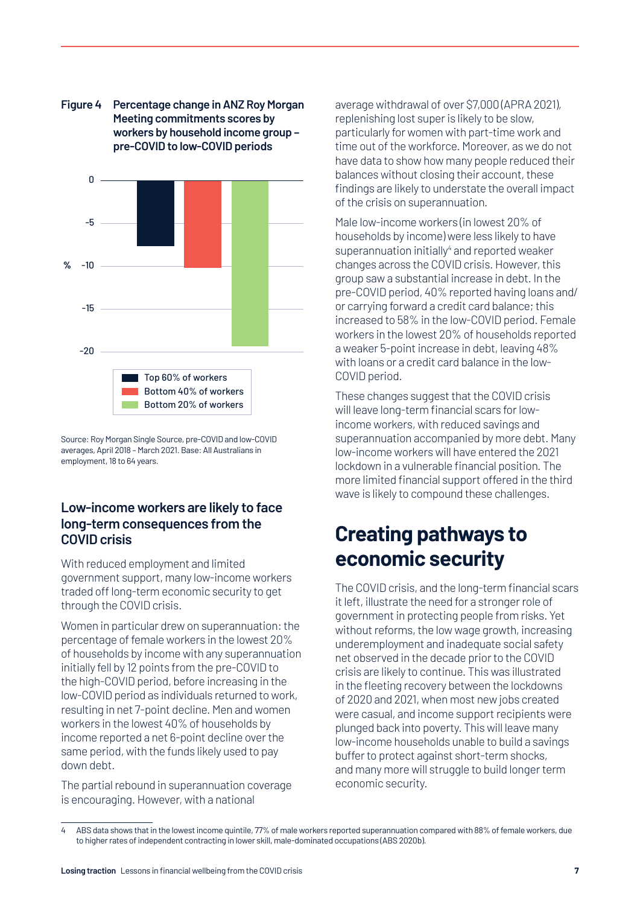**Figure 4** **Percentage change in ANZ Roy Morgan Meeting commitments scores by workers by household income group – pre-COVID to low-COVID periods**

Source: Roy Morgan Single Source, pre-COVID and low-COVID averages, April 2018 – March 2021. Base: All Australians in employment, 18 to 64 years.

### Low-income workers are likely to face long-term consequences from the COVID crisis

With reduced employment and limited government support, many low-income workers traded off long-term economic security to get through the COVID crisis.

Women in particular drew on superannuation: the percentage of female workers in the lowest 20% of households by income with any superannuation initially fell by 12 points from the pre-COVID to the high-COVID period, before increasing in the low-COVID period as individuals returned to work, resulting in net 7-point decline. Men and women workers in the lowest 40% of households by income reported a net 6-point decline over the same period, with the funds likely used to pay down debt.

The partial rebound in superannuation coverage is encouraging. However, with a national average withdrawal of over $7,000 (APRA 2021), replenishing lost super is likely to be slow, particularly for women with part-time work and time out of the workforce. Moreover, as we do not have data to show how many people reduced their balances without closing their account, these findings are likely to understate the overall impact of the crisis on superannuation.

Male low-income workers (in lowest 20% of households by income) were less likely to have superannuation initially[4] and reported weaker changes across the COVID crisis. However, this group saw a substantial increase in debt. In the pre-COVID period, 40% reported having loans and/or carrying forward a credit card balance; this increased to 58% in the low-COVID period. Female workers in the lowest 20% of households reported a weaker 5-point increase in debt, leaving 48% with loans or a credit card balance in the low-COVID period.

These changes suggest that the COVID crisis will leave long-term financial scars for low-income workers, with reduced savings and superannuation accompanied by more debt. Many low-income workers will have entered the 2021 lockdown in a vulnerable financial position. The more limited financial support offered in the third wave is likely to compound these challenges.

## Creating pathways to economic security

The COVID crisis, and the long-term financial scars it left, illustrate the need for a stronger role of government in protecting people from risks. Yet without reforms, the low wage growth, increasing underemployment and inadequate social safety net observed in the decade prior to the COVID crisis are likely to continue. This was illustrated in the fleeting recovery between the lockdowns of 2020 and 2021, when most new jobs created were casual, and income support recipients were plunged back into poverty. This will leave many low-income households unable to build a savings buffer to protect against short-term shocks, and many more will struggle to build longer term economic security.

---

[4] ABS data shows that in the lowest income quintile, 77% of male workers reported superannuation compared with 88% of female workers, due to higher rates of independent contracting in lower skill, male-dominated occupations (ABS 2020b).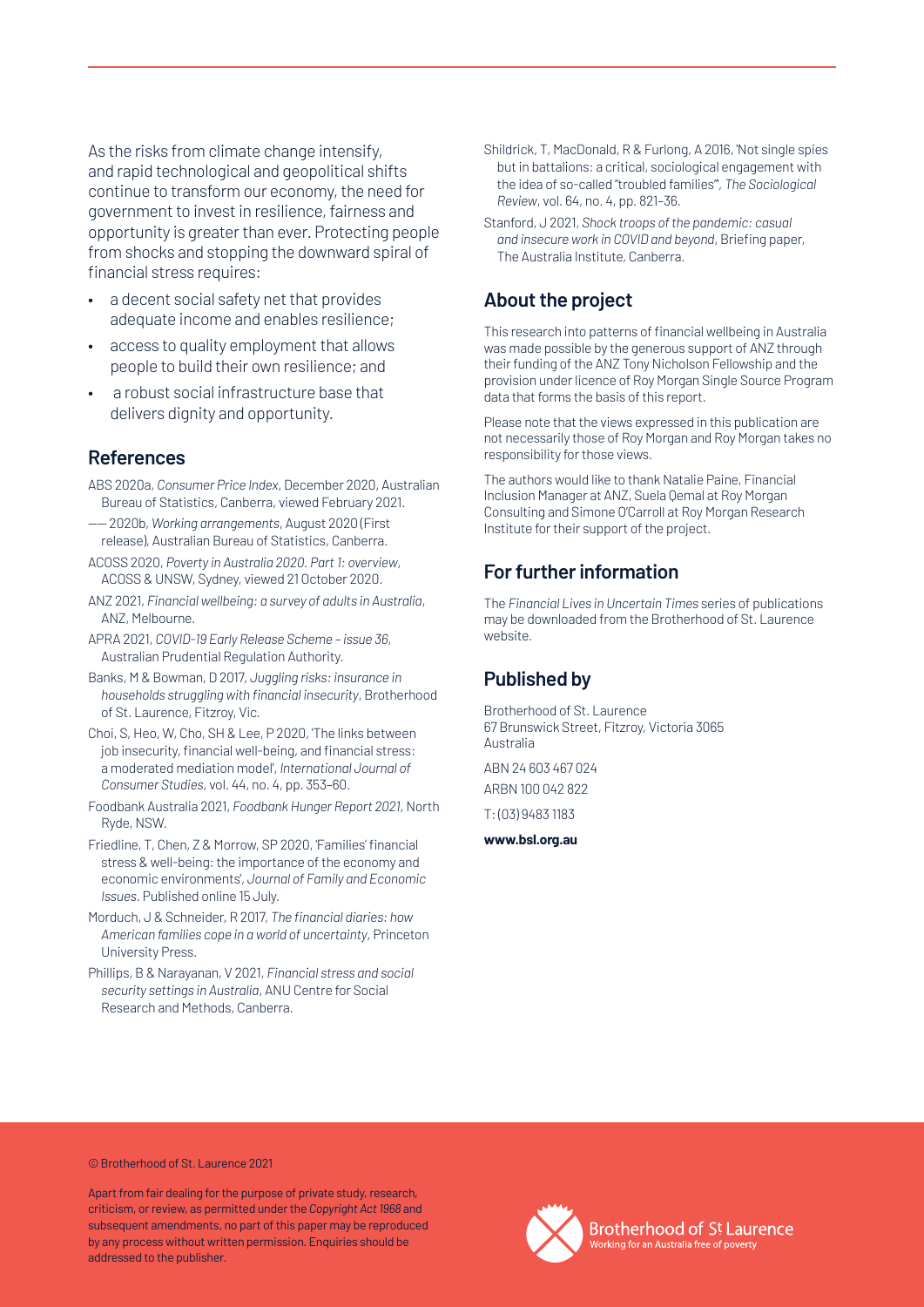As the risks from climate change intensify, and rapid technological and geopolitical shifts continue to transform our economy, the need for government to invest in resilience, fairness and opportunity is greater than ever. Protecting people from shocks and stopping the downward spiral of financial stress requires:

- a decent social safety net that provides adequate income and enables resilience;
- access to quality employment that allows people to build their own resilience; and
- a robust social infrastructure base that delivers dignity and opportunity.

## References

ABS 2020a, *Consumer Price Index*, December 2020, Australian Bureau of Statistics, Canberra, viewed February 2021.

—— 2020b, *Working arrangements*, August 2020 (First release), Australian Bureau of Statistics, Canberra.

ACOSS 2020, *Poverty in Australia 2020. Part 1: overview*, ACOSS & UNSW, Sydney, viewed 21 October 2020.

ANZ 2021, *Financial wellbeing: a survey of adults in Australia*, ANZ, Melbourne.

APRA 2021, *COVID-19 Early Release Scheme – issue 36*, Australian Prudential Regulation Authority.

Banks, M & Bowman, D 2017, *Juggling risks: insurance in households struggling with financial insecurity*, Brotherhood of St. Laurence, Fitzroy, Vic.

Choi, S, Heo, W, Cho, SH & Lee, P 2020, 'The links between job insecurity, financial well-being, and financial stress: a moderated mediation model', *International Journal of Consumer Studies*, vol. 44, no. 4, pp. 353–60.

Foodbank Australia 2021, *Foodbank Hunger Report 2021*, North Ryde, NSW.

Friedline, T, Chen, Z & Morrow, SP 2020, 'Families' financial stress & well-being: the importance of the economy and economic environments', *Journal of Family and Economic Issues*. Published online 15 July.

Morduch, J & Schneider, R 2017, *The financial diaries: how American families cope in a world of uncertainty*, Princeton University Press.

Phillips, B & Narayanan, V 2021, *Financial stress and social security settings in Australia*, ANU Centre for Social Research and Methods, Canberra.

Shildrick, T, MacDonald, R & Furlong, A 2016, 'Not single spies but in battalions: a critical, sociological engagement with the idea of so-called "troubled families"', *The Sociological Review*, vol. 64, no. 4, pp. 821–36.

Stanford, J 2021, *Shock troops of the pandemic: casual and insecure work in COVID and beyond*, Briefing paper, The Australia Institute, Canberra.

## About the project

This research into patterns of financial wellbeing in Australia was made possible by the generous support of ANZ through their funding of the ANZ Tony Nicholson Fellowship and the provision under licence of Roy Morgan Single Source Program data that forms the basis of this report.

Please note that the views expressed in this publication are not necessarily those of Roy Morgan and Roy Morgan takes no responsibility for those views.

The authors would like to thank Natalie Paine, Financial Inclusion Manager at ANZ, Suela Qemal at Roy Morgan Consulting and Simone O'Carroll at Roy Morgan Research Institute for their support of the project.

## For further information

The *Financial Lives in Uncertain Times* series of publications may be downloaded from the Brotherhood of St. Laurence website.

## Published by

Brotherhood of St. Laurence
67 Brunswick Street, Fitzroy, Victoria 3065
Australia

ABN 24 603 467 024

ARBN 100 042 822

T: (03) 9483 1183

**www.bsl.org.au**

© Brotherhood of St. Laurence 2021

Apart from fair dealing for the purpose of private study, research, criticism, or review, as permitted under the *Copyright Act 1968* and subsequent amendments, no part of this paper may be reproduced by any process without written permission. Enquiries should be addressed to the publisher.

Brotherhood of St Laurence
Working for an Australia free of poverty